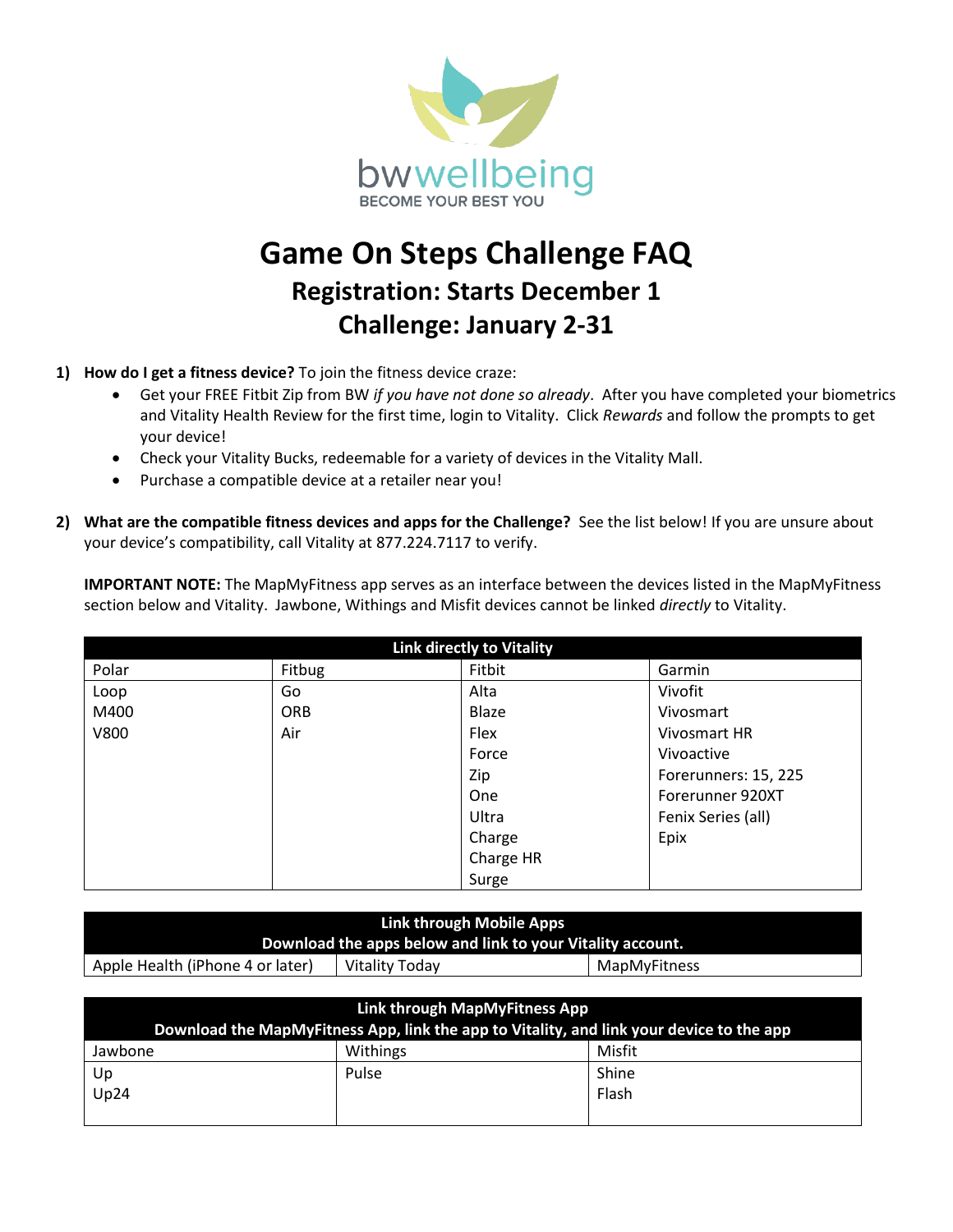bwwellbeing
BECOME YOUR BEST YOU

# Game On Steps Challenge FAQ

## Registration: Starts December 1

## Challenge: January 2-31

1) **How do I get a fitness device?** To join the fitness device craze:
   - Get your FREE Fitbit Zip from BW *if you have not done so already*. After you have completed your biometrics and Vitality Health Review for the first time, login to Vitality. Click *Rewards* and follow the prompts to get your device!
   - Check your Vitality Bucks, redeemable for a variety of devices in the Vitality Mall.
   - Purchase a compatible device at a retailer near you!

2) **What are the compatible fitness devices and apps for the Challenge?** See the list below! If you are unsure about your device's compatibility, call Vitality at 877.224.7117 to verify.

   **IMPORTANT NOTE:** The MapMyFitness app serves as an interface between the devices listed in the MapMyFitness section below and Vitality. Jawbone, Withings and Misfit devices cannot be linked *directly* to Vitality.

| **Link directly to Vitality** | | | |
|---|---|---|---|
| Polar | Fitbug | Fitbit | Garmin |
| Loop | Go | Alta | Vivofit |
| M400 | ORB | Blaze | Vivosmart |
| V800 | Air | Flex | Vivosmart HR |
| | | Force | Vivoactive |
| | | Zip | Forerunners: 15, 225 |
| | | One | Forerunner 920XT |
| | | Ultra | Fenix Series (all) |
| | | Charge | Epix |
| | | Charge HR | |
| | | Surge | |

| **Link through Mobile Apps<br>Download the apps below and link to your Vitality account.** | | |
|---|---|---|
| Apple Health (iPhone 4 or later) | Vitality Today | MapMyFitness |

| **Link through MapMyFitness App<br>Download the MapMyFitness App, link the app to Vitality, and link your device to the app** | | |
|---|---|---|
| Jawbone | Withings | Misfit |
| Up | Pulse | Shine |
| Up24 | | Flash |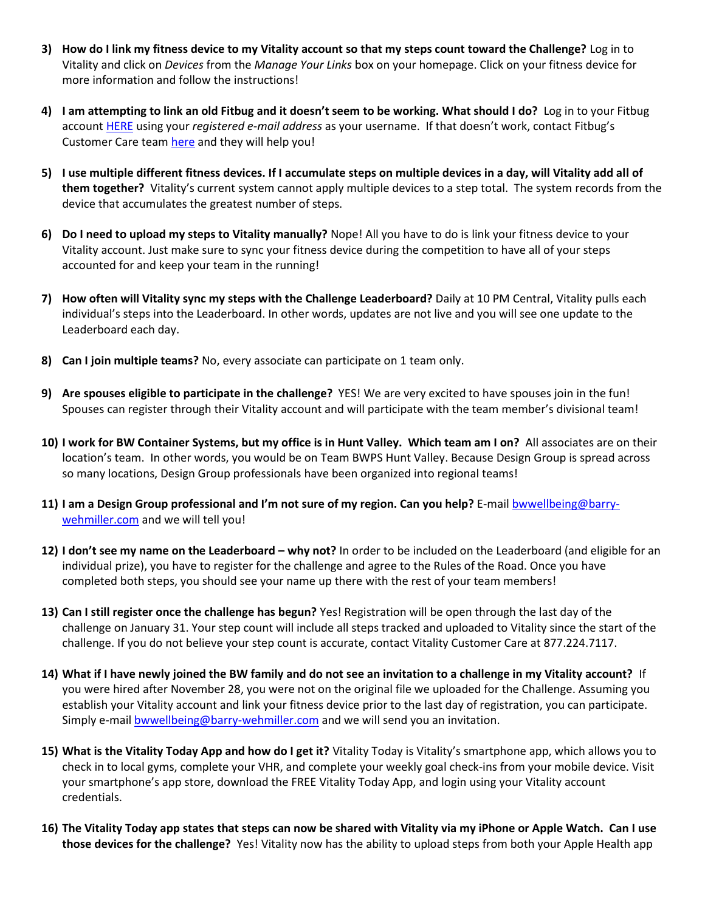3) **How do I link my fitness device to my Vitality account so that my steps count toward the Challenge?** Log in to Vitality and click on *Devices* from the *Manage Your Links* box on your homepage. Click on your fitness device for more information and follow the instructions!

4) **I am attempting to link an old Fitbug and it doesn't seem to be working. What should I do?** Log in to your Fitbug account HERE using your *registered e-mail address* as your username. If that doesn't work, contact Fitbug's Customer Care team here and they will help you!

5) **I use multiple different fitness devices. If I accumulate steps on multiple devices in a day, will Vitality add all of them together?** Vitality's current system cannot apply multiple devices to a step total. The system records from the device that accumulates the greatest number of steps.

6) **Do I need to upload my steps to Vitality manually?** Nope! All you have to do is link your fitness device to your Vitality account. Just make sure to sync your fitness device during the competition to have all of your steps accounted for and keep your team in the running!

7) **How often will Vitality sync my steps with the Challenge Leaderboard?** Daily at 10 PM Central, Vitality pulls each individual's steps into the Leaderboard. In other words, updates are not live and you will see one update to the Leaderboard each day.

8) **Can I join multiple teams?** No, every associate can participate on 1 team only.

9) **Are spouses eligible to participate in the challenge?** YES! We are very excited to have spouses join in the fun! Spouses can register through their Vitality account and will participate with the team member's divisional team!

10) **I work for BW Container Systems, but my office is in Hunt Valley. Which team am I on?** All associates are on their location's team. In other words, you would be on Team BWPS Hunt Valley. Because Design Group is spread across so many locations, Design Group professionals have been organized into regional teams!

11) **I am a Design Group professional and I'm not sure of my region. Can you help?** E-mail bwwellbeing@barry-wehmiller.com and we will tell you!

12) **I don't see my name on the Leaderboard – why not?** In order to be included on the Leaderboard (and eligible for an individual prize), you have to register for the challenge and agree to the Rules of the Road. Once you have completed both steps, you should see your name up there with the rest of your team members!

13) **Can I still register once the challenge has begun?** Yes! Registration will be open through the last day of the challenge on January 31. Your step count will include all steps tracked and uploaded to Vitality since the start of the challenge. If you do not believe your step count is accurate, contact Vitality Customer Care at 877.224.7117.

14) **What if I have newly joined the BW family and do not see an invitation to a challenge in my Vitality account?** If you were hired after November 28, you were not on the original file we uploaded for the Challenge. Assuming you establish your Vitality account and link your fitness device prior to the last day of registration, you can participate. Simply e-mail bwwellbeing@barry-wehmiller.com and we will send you an invitation.

15) **What is the Vitality Today App and how do I get it?** Vitality Today is Vitality's smartphone app, which allows you to check in to local gyms, complete your VHR, and complete your weekly goal check-ins from your mobile device. Visit your smartphone's app store, download the FREE Vitality Today App, and login using your Vitality account credentials.

16) **The Vitality Today app states that steps can now be shared with Vitality via my iPhone or Apple Watch. Can I use those devices for the challenge?** Yes! Vitality now has the ability to upload steps from both your Apple Health app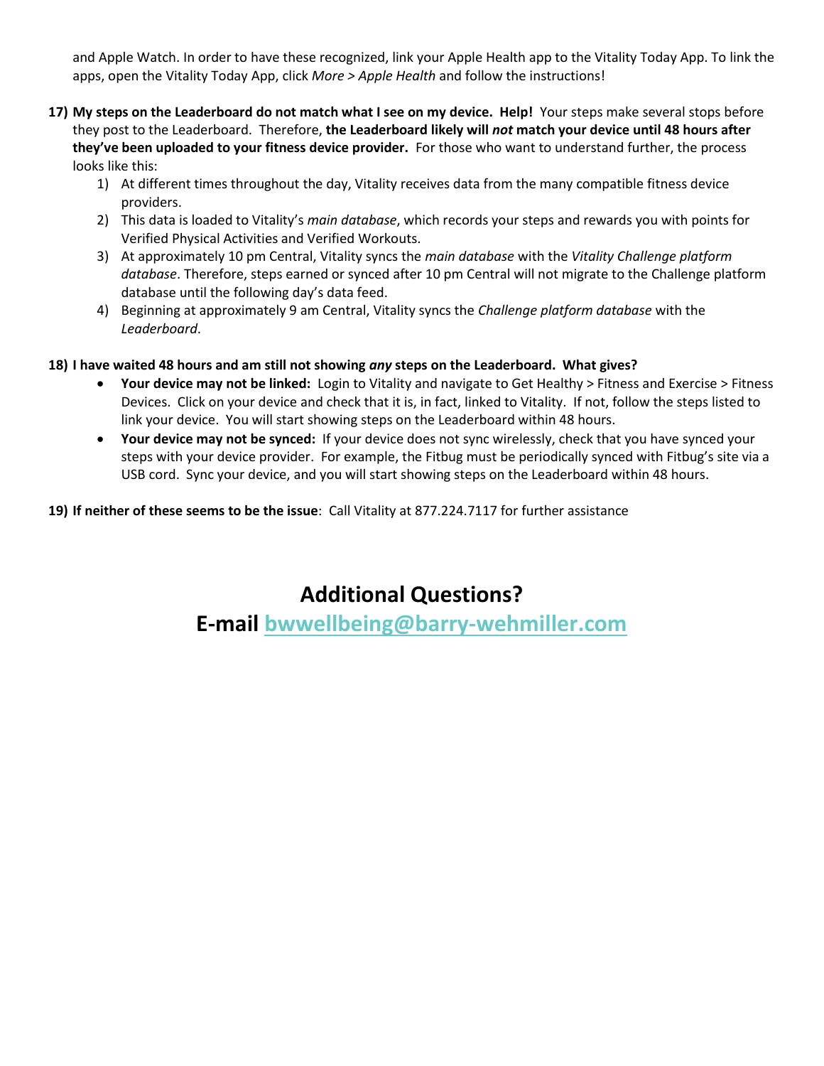and Apple Watch. In order to have these recognized, link your Apple Health app to the Vitality Today App. To link the apps, open the Vitality Today App, click *More > Apple Health* and follow the instructions!

17) **My steps on the Leaderboard do not match what I see on my device. Help!** Your steps make several stops before they post to the Leaderboard. Therefore, **the Leaderboard likely will *not* match your device until 48 hours after they've been uploaded to your fitness device provider.** For those who want to understand further, the process looks like this:
    1) At different times throughout the day, Vitality receives data from the many compatible fitness device providers.
    2) This data is loaded to Vitality's *main database*, which records your steps and rewards you with points for Verified Physical Activities and Verified Workouts.
    3) At approximately 10 pm Central, Vitality syncs the *main database* with the *Vitality Challenge platform database*. Therefore, steps earned or synced after 10 pm Central will not migrate to the Challenge platform database until the following day's data feed.
    4) Beginning at approximately 9 am Central, Vitality syncs the *Challenge platform database* with the *Leaderboard*.

18) **I have waited 48 hours and am still not showing *any* steps on the Leaderboard. What gives?**
    - **Your device may not be linked:** Login to Vitality and navigate to Get Healthy > Fitness and Exercise > Fitness Devices. Click on your device and check that it is, in fact, linked to Vitality. If not, follow the steps listed to link your device. You will start showing steps on the Leaderboard within 48 hours.
    - **Your device may not be synced:** If your device does not sync wirelessly, check that you have synced your steps with your device provider. For example, the Fitbug must be periodically synced with Fitbug's site via a USB cord. Sync your device, and you will start showing steps on the Leaderboard within 48 hours.

19) **If neither of these seems to be the issue**: Call Vitality at 877.224.7117 for further assistance

## Additional Questions?

## E-mail [bwwellbeing@barry-wehmiller.com](mailto:bwwellbeing@barry-wehmiller.com)